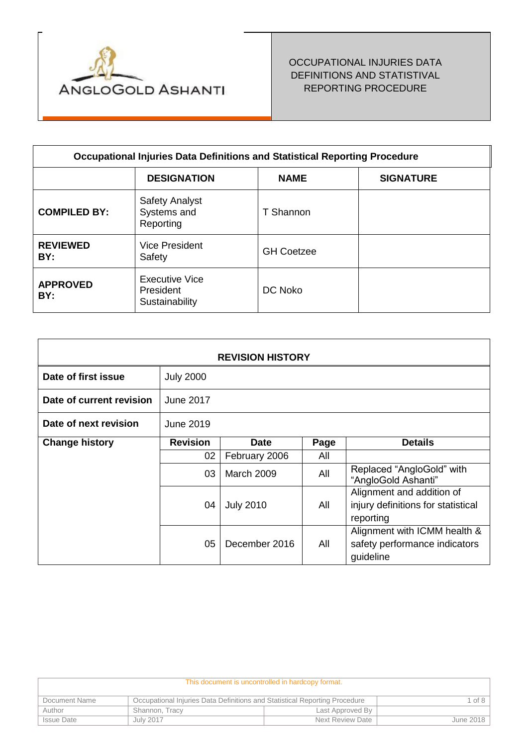ANGLOGOLD ASHANTI

# OCCUPATIONAL INJURIES DATA DEFINITIONS AND STATISTIVAL REPORTING PROCEDURE

| Occupational Injuries Data Definitions and Statistical Reporting Procedure | | | |
|---|---|---|---|
| | **DESIGNATION** | **NAME** | **SIGNATURE** |
| **COMPILED BY:** | Safety Analyst Systems and Reporting | T Shannon | |
| **REVIEWED BY:** | Vice President Safety | GH Coetzee | |
| **APPROVED BY:** | Executive Vice President Sustainability | DC Noko | |

| REVISION HISTORY | | | | |
|---|---|---|---|---|
| **Date of first issue** | July 2000 | | | |
| **Date of current revision** | June 2017 | | | |
| **Date of next revision** | June 2019 | | | |
| **Change history** | **Revision** | **Date** | **Page** | **Details** |
| | 02 | February 2006 | All | |
| | 03 | March 2009 | All | Replaced "AngloGold" with "AngloGold Ashanti" |
| | 04 | July 2010 | All | Alignment and addition of injury definitions for statistical reporting |
| | 05 | December 2016 | All | Alignment with ICMM health & safety performance indicators guideline |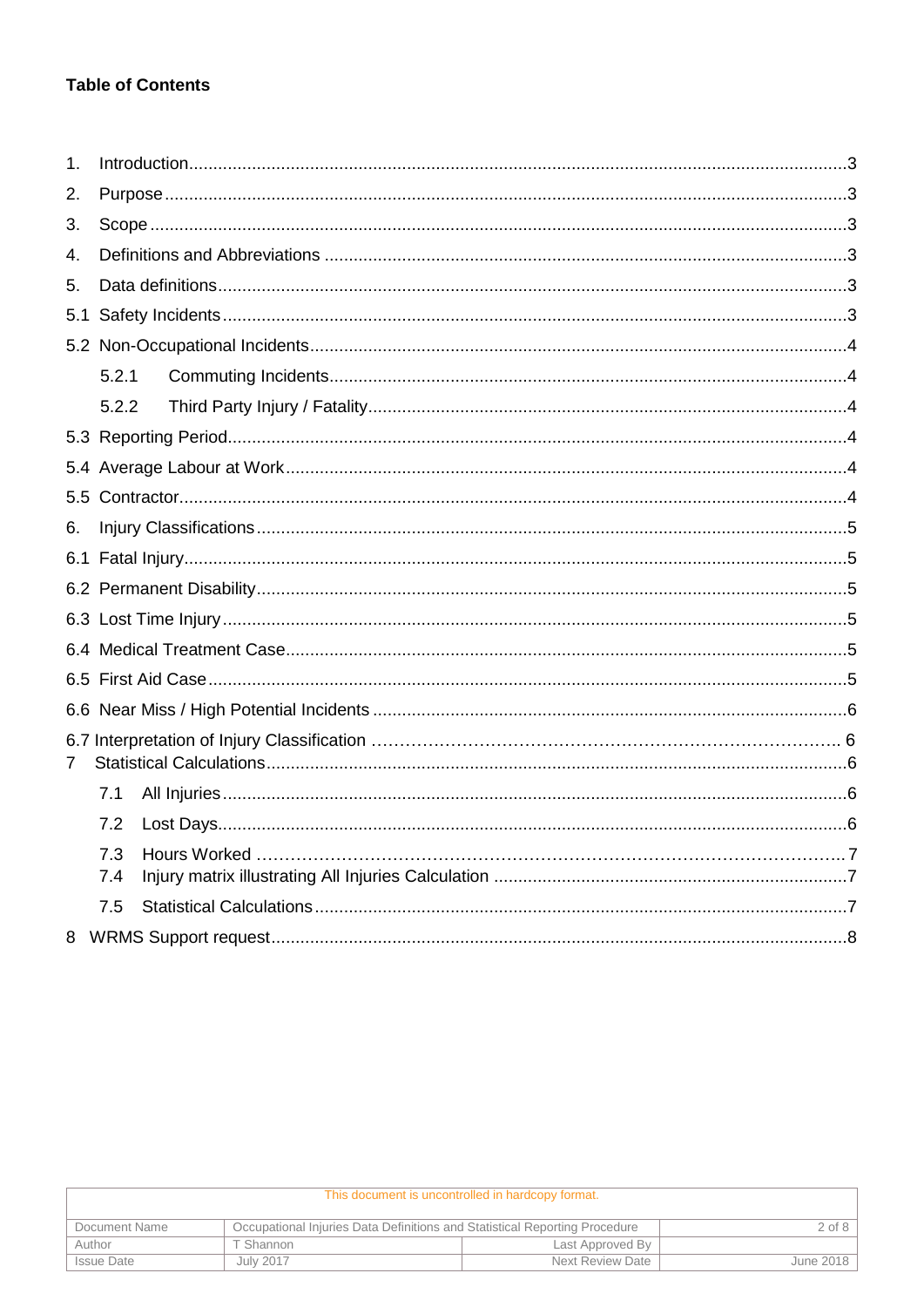**Table of Contents**

1. Introduction....................................................................................................................3
2. Purpose.........................................................................................................................3
3. Scope............................................................................................................................3
4. Definitions and Abbreviations ......................................................................................3
5. Data definitions.............................................................................................................3

5.1 Safety Incidents.............................................................................................................3

5.2 Non-Occupational Incidents..........................................................................................4

- 5.2.1 Commuting Incidents...............................................................................................4
- 5.2.2 Third Party Injury / Fatality.......................................................................................4

5.3 Reporting Period...........................................................................................................4

5.4 Average Labour at Work................................................................................................4

5.5 Contractor.....................................................................................................................4

6. Injury Classifications......................................................................................................5

6.1 Fatal Injury.....................................................................................................................5

6.2 Permanent Disability......................................................................................................5

6.3 Lost Time Injury.............................................................................................................5

6.4 Medical Treatment Case................................................................................................5

6.5 First Aid Case................................................................................................................5

6.6 Near Miss / High Potential Incidents .............................................................................6

6.7 Interpretation of Injury Classification ………………………………………………………………… 6

7 Statistical Calculations.....................................................................................................6

- 7.1 All Injuries...................................................................................................................6
- 7.2 Lost Days....................................................................................................................6
- 7.3 Hours Worked ……………………………………………………………………………………..7
- 7.4 Injury matrix illustrating All Injuries Calculation .........................................................7
- 7.5 Statistical Calculations................................................................................................7

8 WRMS Support request.....................................................................................................8

| This document is uncontrolled in hardcopy format. | | | |
|---|---|---|---|
| Document Name | Occupational Injuries Data Definitions and Statistical Reporting Procedure | | 2 of 8 |
| Author | T Shannon | Last Approved By | |
| Issue Date | July 2017 | Next Review Date | June 2018 |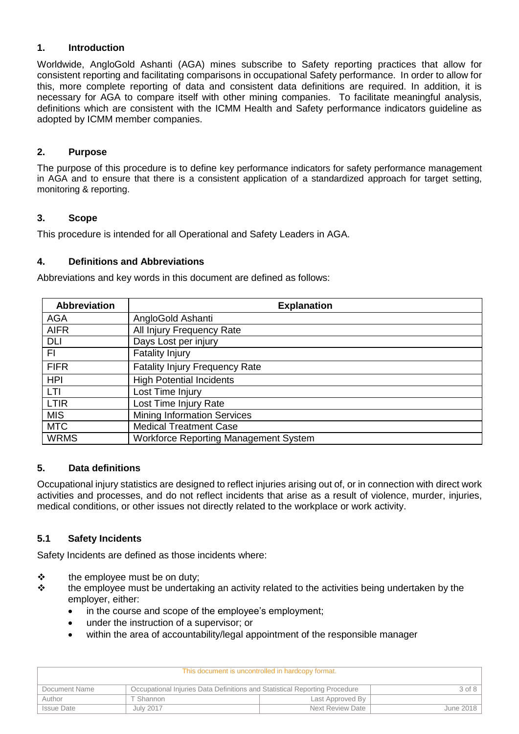## 1. Introduction

Worldwide, AngloGold Ashanti (AGA) mines subscribe to Safety reporting practices that allow for consistent reporting and facilitating comparisons in occupational Safety performance. In order to allow for this, more complete reporting of data and consistent data definitions are required. In addition, it is necessary for AGA to compare itself with other mining companies. To facilitate meaningful analysis, definitions which are consistent with the ICMM Health and Safety performance indicators guideline as adopted by ICMM member companies.

## 2. Purpose

The purpose of this procedure is to define key performance indicators for safety performance management in AGA and to ensure that there is a consistent application of a standardized approach for target setting, monitoring & reporting.

## 3. Scope

This procedure is intended for all Operational and Safety Leaders in AGA.

## 4. Definitions and Abbreviations

Abbreviations and key words in this document are defined as follows:

| Abbreviation | Explanation |
|---|---|
| AGA | AngloGold Ashanti |
| AIFR | All Injury Frequency Rate |
| DLI | Days Lost per injury |
| FI | Fatality Injury |
| FIFR | Fatality Injury Frequency Rate |
| HPI | High Potential Incidents |
| LTI | Lost Time Injury |
| LTIR | Lost Time Injury Rate |
| MIS | Mining Information Services |
| MTC | Medical Treatment Case |
| WRMS | Workforce Reporting Management System |

## 5. Data definitions

Occupational injury statistics are designed to reflect injuries arising out of, or in connection with direct work activities and processes, and do not reflect incidents that arise as a result of violence, murder, injuries, medical conditions, or other issues not directly related to the workplace or work activity.

### 5.1 Safety Incidents

Safety Incidents are defined as those incidents where:

- the employee must be on duty;
- the employee must be undertaking an activity related to the activities being undertaken by the employer, either:
  - in the course and scope of the employee's employment;
  - under the instruction of a supervisor; or
  - within the area of accountability/legal appointment of the responsible manager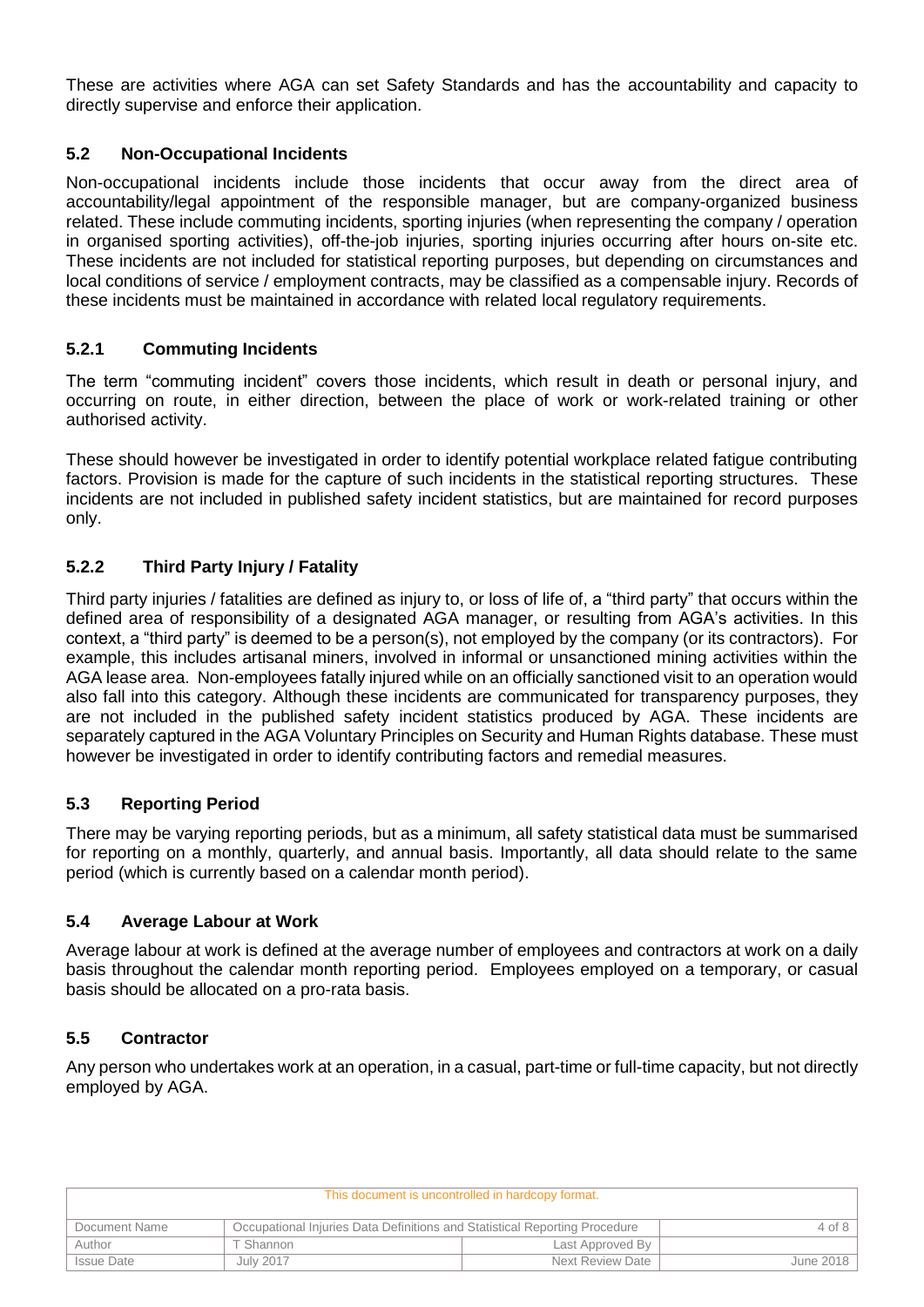These are activities where AGA can set Safety Standards and has the accountability and capacity to directly supervise and enforce their application.

### 5.2 Non-Occupational Incidents

Non-occupational incidents include those incidents that occur away from the direct area of accountability/legal appointment of the responsible manager, but are company-organized business related. These include commuting incidents, sporting injuries (when representing the company / operation in organised sporting activities), off-the-job injuries, sporting injuries occurring after hours on-site etc. These incidents are not included for statistical reporting purposes, but depending on circumstances and local conditions of service / employment contracts, may be classified as a compensable injury. Records of these incidents must be maintained in accordance with related local regulatory requirements.

#### 5.2.1 Commuting Incidents

The term "commuting incident" covers those incidents, which result in death or personal injury, and occurring on route, in either direction, between the place of work or work-related training or other authorised activity.

These should however be investigated in order to identify potential workplace related fatigue contributing factors. Provision is made for the capture of such incidents in the statistical reporting structures. These incidents are not included in published safety incident statistics, but are maintained for record purposes only.

#### 5.2.2 Third Party Injury / Fatality

Third party injuries / fatalities are defined as injury to, or loss of life of, a "third party" that occurs within the defined area of responsibility of a designated AGA manager, or resulting from AGA's activities. In this context, a "third party" is deemed to be a person(s), not employed by the company (or its contractors). For example, this includes artisanal miners, involved in informal or unsanctioned mining activities within the AGA lease area. Non-employees fatally injured while on an officially sanctioned visit to an operation would also fall into this category. Although these incidents are communicated for transparency purposes, they are not included in the published safety incident statistics produced by AGA. These incidents are separately captured in the AGA Voluntary Principles on Security and Human Rights database. These must however be investigated in order to identify contributing factors and remedial measures.

### 5.3 Reporting Period

There may be varying reporting periods, but as a minimum, all safety statistical data must be summarised for reporting on a monthly, quarterly, and annual basis. Importantly, all data should relate to the same period (which is currently based on a calendar month period).

### 5.4 Average Labour at Work

Average labour at work is defined at the average number of employees and contractors at work on a daily basis throughout the calendar month reporting period. Employees employed on a temporary, or casual basis should be allocated on a pro-rata basis.

### 5.5 Contractor

Any person who undertakes work at an operation, in a casual, part-time or full-time capacity, but not directly employed by AGA.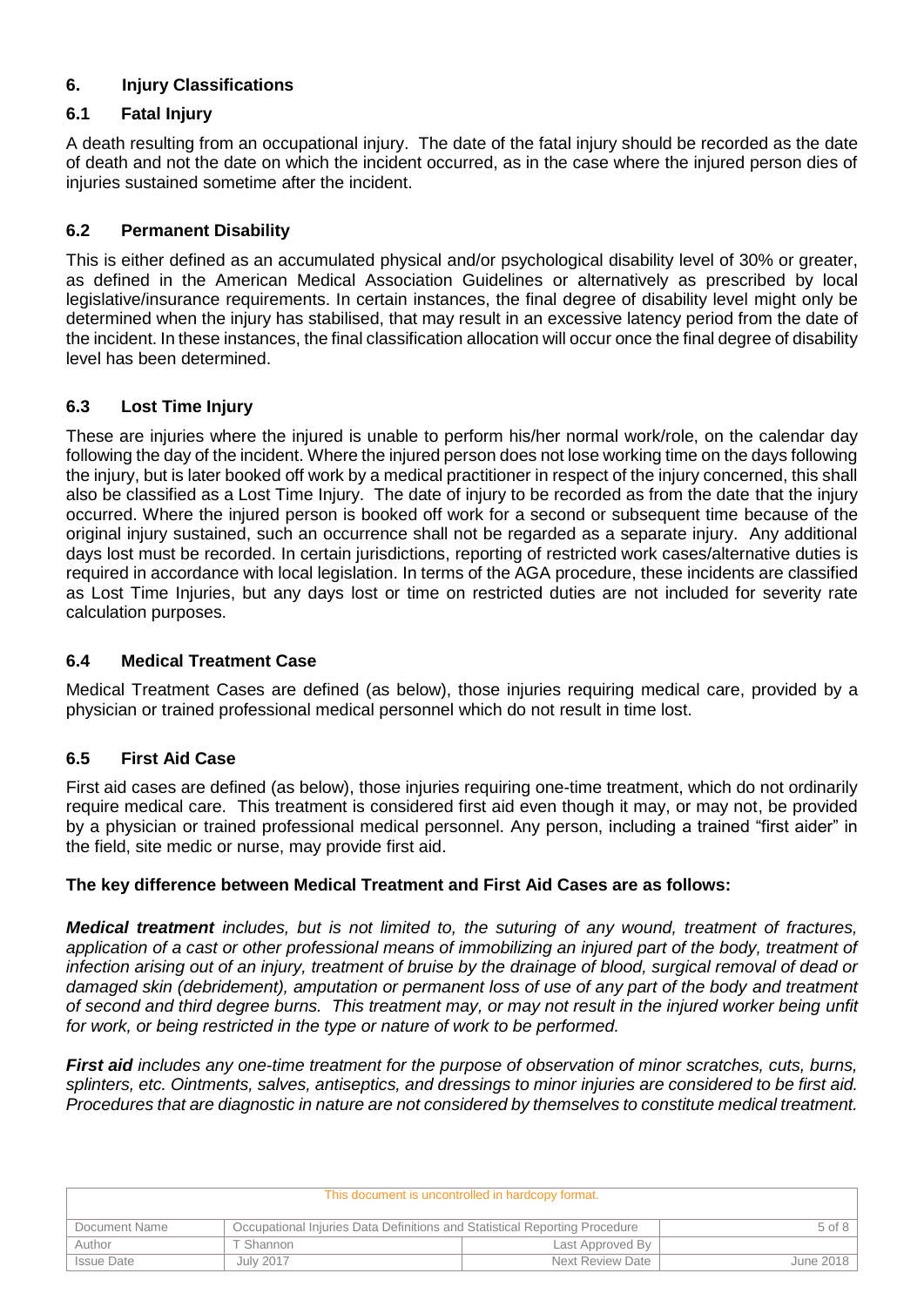## 6. Injury Classifications

### 6.1 Fatal Injury

A death resulting from an occupational injury. The date of the fatal injury should be recorded as the date of death and not the date on which the incident occurred, as in the case where the injured person dies of injuries sustained sometime after the incident.

### 6.2 Permanent Disability

This is either defined as an accumulated physical and/or psychological disability level of 30% or greater, as defined in the American Medical Association Guidelines or alternatively as prescribed by local legislative/insurance requirements. In certain instances, the final degree of disability level might only be determined when the injury has stabilised, that may result in an excessive latency period from the date of the incident. In these instances, the final classification allocation will occur once the final degree of disability level has been determined.

### 6.3 Lost Time Injury

These are injuries where the injured is unable to perform his/her normal work/role, on the calendar day following the day of the incident. Where the injured person does not lose working time on the days following the injury, but is later booked off work by a medical practitioner in respect of the injury concerned, this shall also be classified as a Lost Time Injury. The date of injury to be recorded as from the date that the injury occurred. Where the injured person is booked off work for a second or subsequent time because of the original injury sustained, such an occurrence shall not be regarded as a separate injury. Any additional days lost must be recorded. In certain jurisdictions, reporting of restricted work cases/alternative duties is required in accordance with local legislation. In terms of the AGA procedure, these incidents are classified as Lost Time Injuries, but any days lost or time on restricted duties are not included for severity rate calculation purposes.

### 6.4 Medical Treatment Case

Medical Treatment Cases are defined (as below), those injuries requiring medical care, provided by a physician or trained professional medical personnel which do not result in time lost.

### 6.5 First Aid Case

First aid cases are defined (as below), those injuries requiring one-time treatment, which do not ordinarily require medical care. This treatment is considered first aid even though it may, or may not, be provided by a physician or trained professional medical personnel. Any person, including a trained "first aider" in the field, site medic or nurse, may provide first aid.

**The key difference between Medical Treatment and First Aid Cases are as follows:**

***Medical treatment*** *includes, but is not limited to, the suturing of any wound, treatment of fractures, application of a cast or other professional means of immobilizing an injured part of the body, treatment of infection arising out of an injury, treatment of bruise by the drainage of blood, surgical removal of dead or damaged skin (debridement), amputation or permanent loss of use of any part of the body and treatment of second and third degree burns. This treatment may, or may not result in the injured worker being unfit for work, or being restricted in the type or nature of work to be performed.*

***First aid*** *includes any one-time treatment for the purpose of observation of minor scratches, cuts, burns, splinters, etc. Ointments, salves, antiseptics, and dressings to minor injuries are considered to be first aid. Procedures that are diagnostic in nature are not considered by themselves to constitute medical treatment.*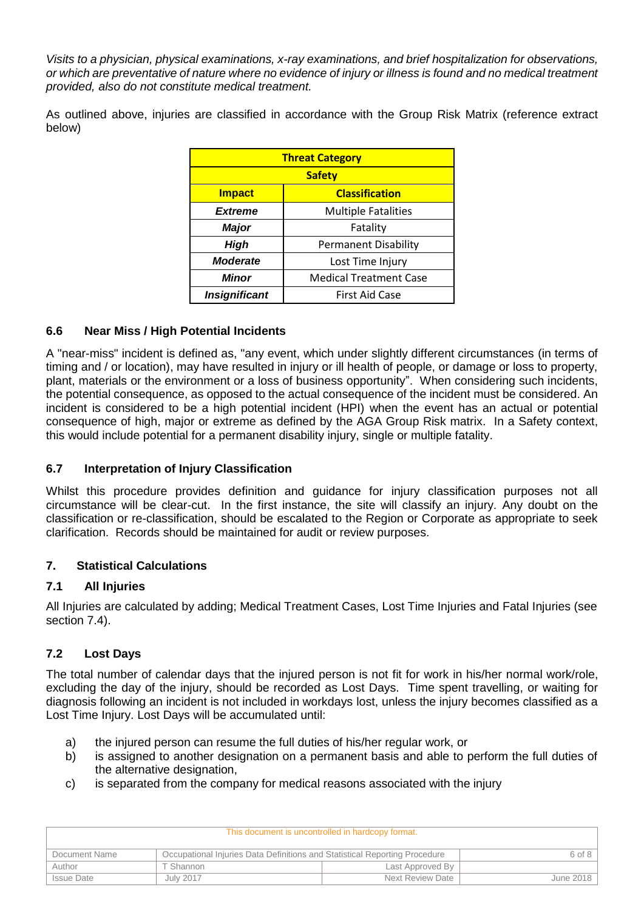*Visits to a physician, physical examinations, x-ray examinations, and brief hospitalization for observations, or which are preventative of nature where no evidence of injury or illness is found and no medical treatment provided, also do not constitute medical treatment.*

As outlined above, injuries are classified in accordance with the Group Risk Matrix (reference extract below)

| **Threat Category** | |
|---|---|
| **Safety** | |
| **Impact** | **Classification** |
| ***Extreme*** | Multiple Fatalities |
| ***Major*** | Fatality |
| ***High*** | Permanent Disability |
| ***Moderate*** | Lost Time Injury |
| ***Minor*** | Medical Treatment Case |
| ***Insignificant*** | First Aid Case |

### 6.6 Near Miss / High Potential Incidents

A "near-miss" incident is defined as, "any event, which under slightly different circumstances (in terms of timing and / or location), may have resulted in injury or ill health of people, or damage or loss to property, plant, materials or the environment or a loss of business opportunity". When considering such incidents, the potential consequence, as opposed to the actual consequence of the incident must be considered. An incident is considered to be a high potential incident (HPI) when the event has an actual or potential consequence of high, major or extreme as defined by the AGA Group Risk matrix. In a Safety context, this would include potential for a permanent disability injury, single or multiple fatality.

### 6.7 Interpretation of Injury Classification

Whilst this procedure provides definition and guidance for injury classification purposes not all circumstance will be clear-cut. In the first instance, the site will classify an injury. Any doubt on the classification or re-classification, should be escalated to the Region or Corporate as appropriate to seek clarification. Records should be maintained for audit or review purposes.

## 7. Statistical Calculations

### 7.1 All Injuries

All Injuries are calculated by adding; Medical Treatment Cases, Lost Time Injuries and Fatal Injuries (see section 7.4).

### 7.2 Lost Days

The total number of calendar days that the injured person is not fit for work in his/her normal work/role, excluding the day of the injury, should be recorded as Lost Days. Time spent travelling, or waiting for diagnosis following an incident is not included in workdays lost, unless the injury becomes classified as a Lost Time Injury. Lost Days will be accumulated until:

a) the injured person can resume the full duties of his/her regular work, or
b) is assigned to another designation on a permanent basis and able to perform the full duties of the alternative designation,
c) is separated from the company for medical reasons associated with the injury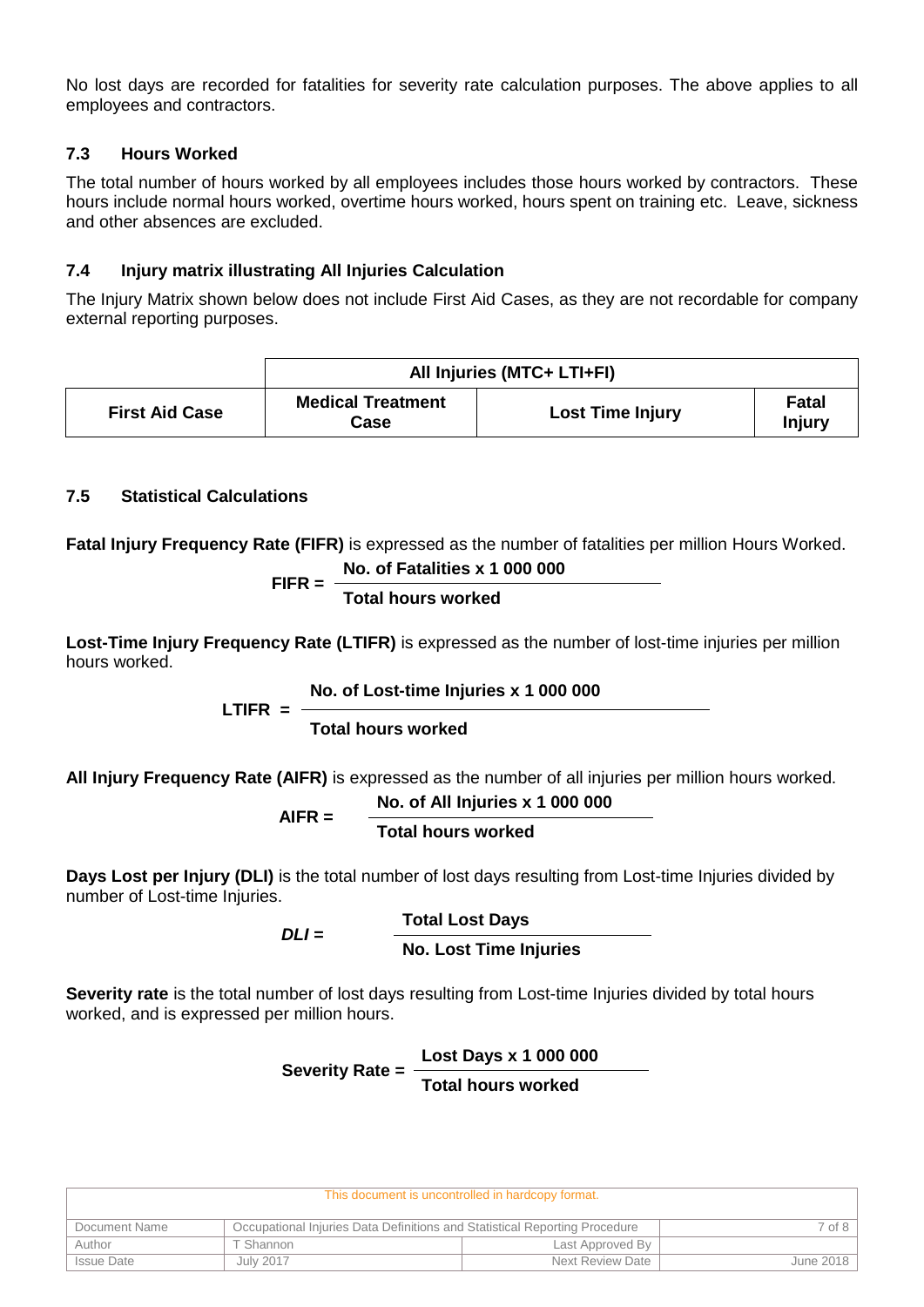No lost days are recorded for fatalities for severity rate calculation purposes. The above applies to all employees and contractors.

### 7.3 Hours Worked

The total number of hours worked by all employees includes those hours worked by contractors. These hours include normal hours worked, overtime hours worked, hours spent on training etc. Leave, sickness and other absences are excluded.

### 7.4 Injury matrix illustrating All Injuries Calculation

The Injury Matrix shown below does not include First Aid Cases, as they are not recordable for company external reporting purposes.

| | All Injuries (MTC+ LTI+FI) | | |
|---|---|---|---|
| **First Aid Case** | **Medical Treatment Case** | **Lost Time Injury** | **Fatal Injury** |

### 7.5 Statistical Calculations

**Fatal Injury Frequency Rate (FIFR)** is expressed as the number of fatalities per million Hours Worked.

$$\textbf{FIFR} = \frac{\textbf{No. of Fatalities} \times 1\,000\,000}{\textbf{Total hours worked}}$$

**Lost-Time Injury Frequency Rate (LTIFR)** is expressed as the number of lost-time injuries per million hours worked.

$$\textbf{LTIFR} = \frac{\textbf{No. of Lost-time Injuries} \times 1\,000\,000}{\textbf{Total hours worked}}$$

**All Injury Frequency Rate (AIFR)** is expressed as the number of all injuries per million hours worked.

$$\textbf{AIFR} = \frac{\textbf{No. of All Injuries} \times 1\,000\,000}{\textbf{Total hours worked}}$$

**Days Lost per Injury (DLI)** is the total number of lost days resulting from Lost-time Injuries divided by number of Lost-time Injuries.

$$DLI = \frac{\textbf{Total Lost Days}}{\textbf{No. Lost Time Injuries}}$$

**Severity rate** is the total number of lost days resulting from Lost-time Injuries divided by total hours worked, and is expressed per million hours.

$$\textbf{Severity Rate} = \frac{\textbf{Lost Days} \times 1\,000\,000}{\textbf{Total hours worked}}$$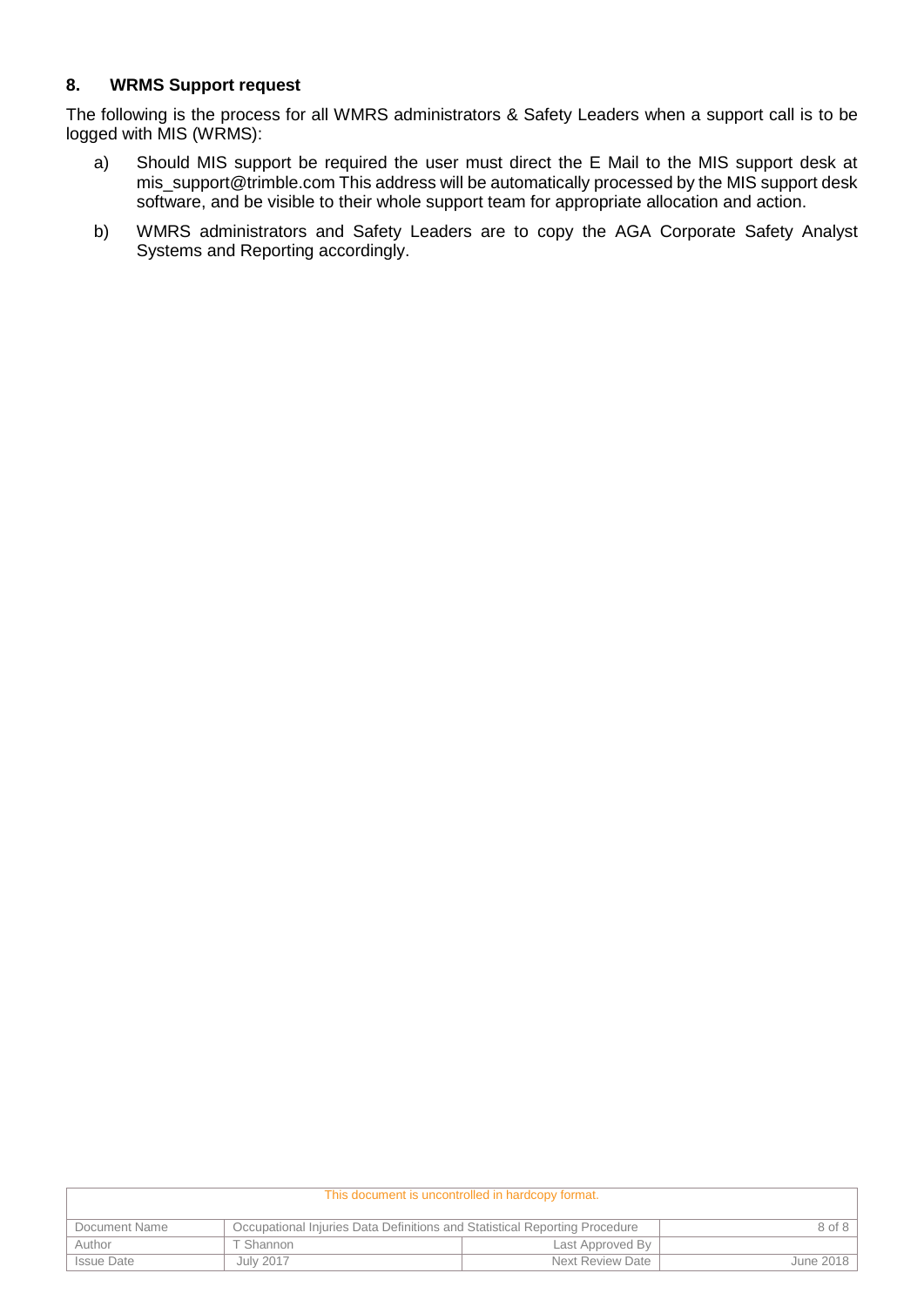## 8. WRMS Support request

The following is the process for all WMRS administrators & Safety Leaders when a support call is to be logged with MIS (WRMS):

a) Should MIS support be required the user must direct the E Mail to the MIS support desk at mis_support@trimble.com This address will be automatically processed by the MIS support desk software, and be visible to their whole support team for appropriate allocation and action.

b) WMRS administrators and Safety Leaders are to copy the AGA Corporate Safety Analyst Systems and Reporting accordingly.